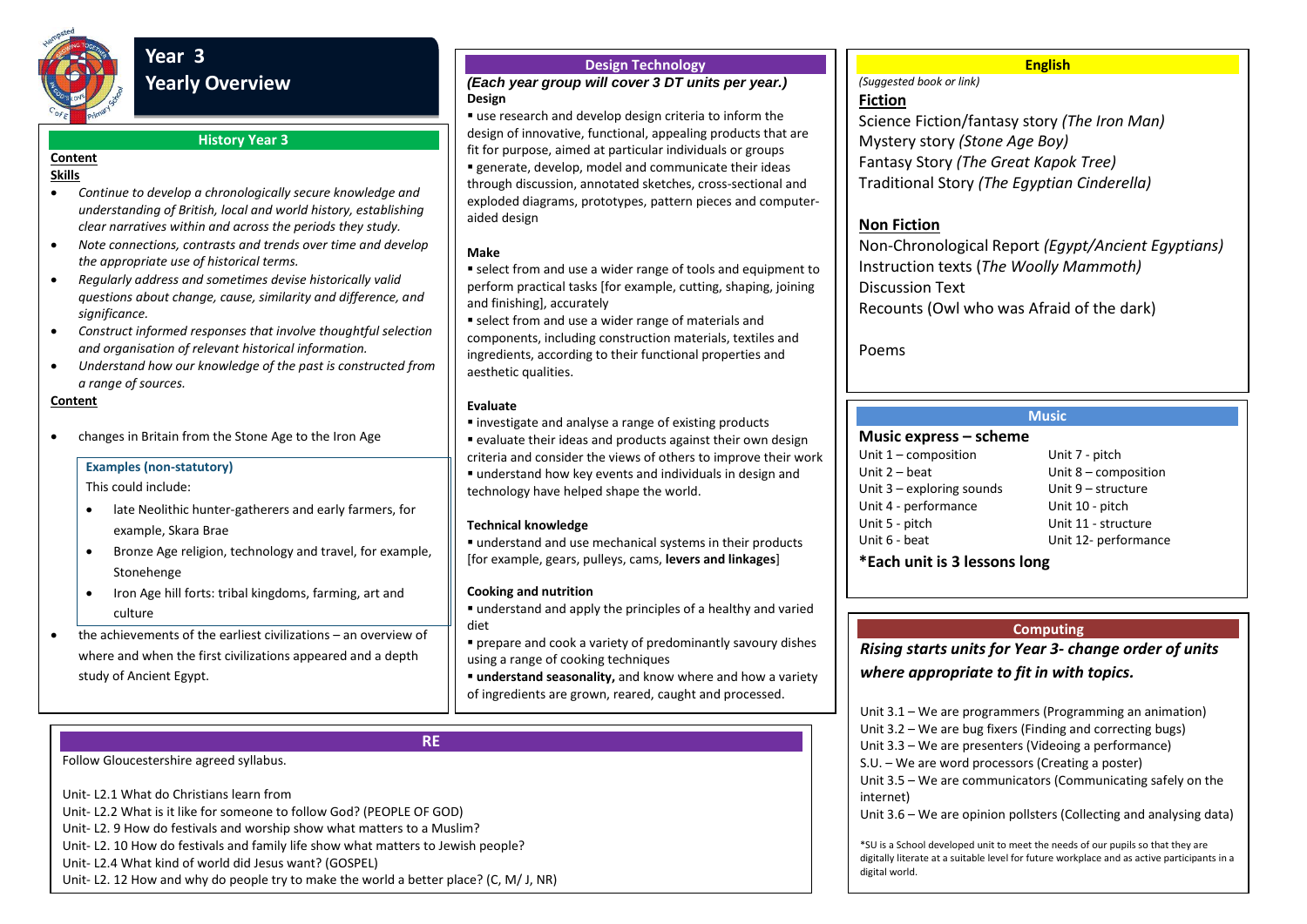# Year 3 Yearly Overview

## History Year 3

**Content**

**Skills**

- *Continue to develop a chronologically secure knowledge and understanding of British, local and world history, establishing clear narratives within and across the periods they study.*
- *Note connections, contrasts and trends over time and develop the appropriate use of historical terms.*
- *Regularly address and sometimes devise historically valid questions about change, cause, similarity and difference, and significance.*
- *Construct informed responses that involve thoughtful selection and organisation of relevant historical information.*
- *Understand how our knowledge of the past is constructed from a range of sources.*

**Content**

- changes in Britain from the Stone Age to the Iron Age

**Examples (non-statutory)**

This could include:

- late Neolithic hunter-gatherers and early farmers, for example, Skara Brae
- Bronze Age religion, technology and travel, for example, Stonehenge
- Iron Age hill forts: tribal kingdoms, farming, art and culture

- the achievements of the earliest civilizations – an overview of where and when the first civilizations appeared and a depth study of Ancient Egypt.

## Design Technology

***(Each year group will cover 3 DT units per year.)***

**Design**

- use research and develop design criteria to inform the design of innovative, functional, appealing products that are fit for purpose, aimed at particular individuals or groups
- generate, develop, model and communicate their ideas through discussion, annotated sketches, cross-sectional and exploded diagrams, prototypes, pattern pieces and computer-aided design

**Make**

- select from and use a wider range of tools and equipment to perform practical tasks [for example, cutting, shaping, joining and finishing], accurately
- select from and use a wider range of materials and components, including construction materials, textiles and ingredients, according to their functional properties and aesthetic qualities.

**Evaluate**

- investigate and analyse a range of existing products
- evaluate their ideas and products against their own design criteria and consider the views of others to improve their work
- understand how key events and individuals in design and technology have helped shape the world.

**Technical knowledge**

- understand and use mechanical systems in their products [for example, gears, pulleys, cams, **levers and linkages**]

**Cooking and nutrition**

- understand and apply the principles of a healthy and varied diet
- prepare and cook a variety of predominantly savoury dishes using a range of cooking techniques
- **understand seasonality,** and know where and how a variety of ingredients are grown, reared, caught and processed.

## English

*(Suggested book or link)*

**Fiction**

Science Fiction/fantasy story *(The Iron Man)*
Mystery story *(Stone Age Boy)*
Fantasy Story *(The Great Kapok Tree)*
Traditional Story *(The Egyptian Cinderella)*

**Non Fiction**

Non-Chronological Report *(Egypt/Ancient Egyptians)*
Instruction texts (*The Woolly Mammoth)*
Discussion Text
Recounts (Owl who was Afraid of the dark)

Poems

## Music

**Music express – scheme**

| | |
|---|---|
| Unit 1 – composition | Unit 7 - pitch |
| Unit 2 – beat | Unit 8 – composition |
| Unit 3 – exploring sounds | Unit 9 – structure |
| Unit 4 - performance | Unit 10 - pitch |
| Unit 5 - pitch | Unit 11 - structure |
| Unit 6 - beat | Unit 12- performance |

**\*Each unit is 3 lessons long**

## Computing

***Rising starts units for Year 3- change order of units where appropriate to fit in with topics.***

Unit 3.1 – We are programmers (Programming an animation)
Unit 3.2 – We are bug fixers (Finding and correcting bugs)
Unit 3.3 – We are presenters (Videoing a performance)
S.U. – We are word processors (Creating a poster)
Unit 3.5 – We are communicators (Communicating safely on the internet)
Unit 3.6 – We are opinion pollsters (Collecting and analysing data)

*SU is a School developed unit to meet the needs of our pupils so that they are digitally literate at a suitable level for future workplace and as active participants in a digital world.

## RE

Follow Gloucestershire agreed syllabus.

Unit- L2.1 What do Christians learn from
Unit- L2.2 What is it like for someone to follow God? (PEOPLE OF GOD)
Unit- L2. 9 How do festivals and worship show what matters to a Muslim?
Unit- L2. 10 How do festivals and family life show what matters to Jewish people?
Unit- L2.4 What kind of world did Jesus want? (GOSPEL)
Unit- L2. 12 How and why do people try to make the world a better place? (C, M/ J, NR)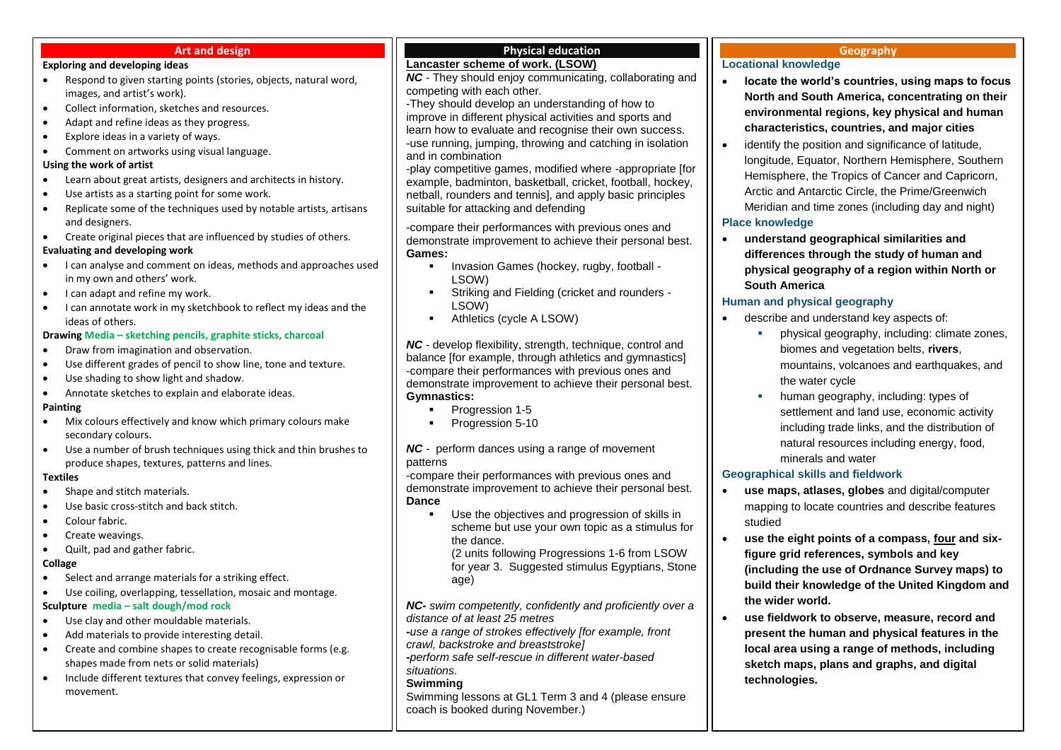## Art and design

**Exploring and developing ideas**

- Respond to given starting points (stories, objects, natural word, images, and artist's work).
- Collect information, sketches and resources.
- Adapt and refine ideas as they progress.
- Explore ideas in a variety of ways.
- Comment on artworks using visual language.

**Using the work of artist**

- Learn about great artists, designers and architects in history.
- Use artists as a starting point for some work.
- Replicate some of the techniques used by notable artists, artisans and designers.
- Create original pieces that are influenced by studies of others.

**Evaluating and developing work**

- I can analyse and comment on ideas, methods and approaches used in my own and others' work.
- I can adapt and refine my work.
- I can annotate work in my sketchbook to reflect my ideas and the ideas of others.

**Drawing Media – sketching pencils, graphite sticks, charcoal**

- Draw from imagination and observation.
- Use different grades of pencil to show line, tone and texture.
- Use shading to show light and shadow.
- Annotate sketches to explain and elaborate ideas.

**Painting**

- Mix colours effectively and know which primary colours make secondary colours.
- Use a number of brush techniques using thick and thin brushes to produce shapes, textures, patterns and lines.

**Textiles**

- Shape and stitch materials.
- Use basic cross-stitch and back stitch.
- Colour fabric.
- Create weavings.
- Quilt, pad and gather fabric.

**Collage**

- Select and arrange materials for a striking effect.
- Use coiling, overlapping, tessellation, mosaic and montage.

**Sculpture media – salt dough/mod rock**

- Use clay and other mouldable materials.
- Add materials to provide interesting detail.
- Create and combine shapes to create recognisable forms (e.g. shapes made from nets or solid materials)
- Include different textures that convey feelings, expression or movement.

## Physical education

**Lancaster scheme of work. (LSOW)**

***NC*** - They should enjoy communicating, collaborating and competing with each other.
-They should develop an understanding of how to improve in different physical activities and sports and learn how to evaluate and recognise their own success.
-use running, jumping, throwing and catching in isolation and in combination
-play competitive games, modified where -appropriate [for example, badminton, basketball, cricket, football, hockey, netball, rounders and tennis], and apply basic principles suitable for attacking and defending

-compare their performances with previous ones and demonstrate improvement to achieve their personal best.

**Games:**

- Invasion Games (hockey, rugby, football - LSOW)
- Striking and Fielding (cricket and rounders - LSOW)
- Athletics (cycle A LSOW)

***NC*** - develop flexibility, strength, technique, control and balance [for example, through athletics and gymnastics]
-compare their performances with previous ones and demonstrate improvement to achieve their personal best.

**Gymnastics:**

- Progression 1-5
- Progression 5-10

***NC*** - perform dances using a range of movement patterns
-compare their performances with previous ones and demonstrate improvement to achieve their personal best.

**Dance**

- Use the objectives and progression of skills in scheme but use your own topic as a stimulus for the dance.
  (2 units following Progressions 1-6 from LSOW for year 3. Suggested stimulus Egyptians, Stone age)

***NC-*** *swim competently, confidently and proficiently over a distance of at least 25 metres*
*-use a range of strokes effectively [for example, front crawl, backstroke and breaststroke]*
*-perform safe self-rescue in different water-based situations.*

**Swimming**

Swimming lessons at GL1 Term 3 and 4 (please ensure coach is booked during November.)

## Geography

**Locational knowledge**

- **locate the world's countries, using maps to focus North and South America, concentrating on their environmental regions, key physical and human characteristics, countries, and major cities**
- identify the position and significance of latitude, longitude, Equator, Northern Hemisphere, Southern Hemisphere, the Tropics of Cancer and Capricorn, Arctic and Antarctic Circle, the Prime/Greenwich Meridian and time zones (including day and night)

**Place knowledge**

- **understand geographical similarities and differences through the study of human and physical geography of a region within North or South America**

**Human and physical geography**

- describe and understand key aspects of:
  - physical geography, including: climate zones, biomes and vegetation belts, **rivers**, mountains, volcanoes and earthquakes, and the water cycle
  - human geography, including: types of settlement and land use, economic activity including trade links, and the distribution of natural resources including energy, food, minerals and water

**Geographical skills and fieldwork**

- **use maps, atlases, globes** and digital/computer mapping to locate countries and describe features studied
- **use the eight points of a compass, four and six-figure grid references, symbols and key (including the use of Ordnance Survey maps) to build their knowledge of the United Kingdom and the wider world.**
- **use fieldwork to observe, measure, record and present the human and physical features in the local area using a range of methods, including sketch maps, plans and graphs, and digital technologies.**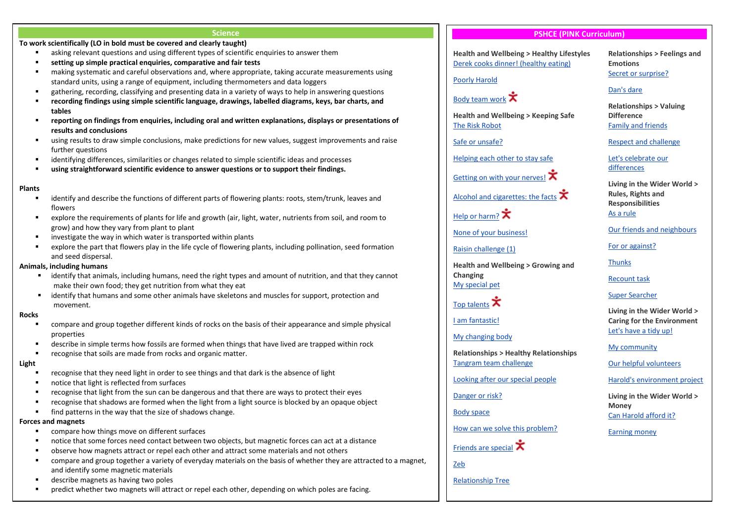## Science

**To work scientifically (LO in bold must be covered and clearly taught)**

- asking relevant questions and using different types of scientific enquiries to answer them
- **setting up simple practical enquiries, comparative and fair tests**
- making systematic and careful observations and, where appropriate, taking accurate measurements using standard units, using a range of equipment, including thermometers and data loggers
- gathering, recording, classifying and presenting data in a variety of ways to help in answering questions
- **recording findings using simple scientific language, drawings, labelled diagrams, keys, bar charts, and tables**
- **reporting on findings from enquiries, including oral and written explanations, displays or presentations of results and conclusions**
- using results to draw simple conclusions, make predictions for new values, suggest improvements and raise further questions
- identifying differences, similarities or changes related to simple scientific ideas and processes
- **using straightforward scientific evidence to answer questions or to support their findings.**

**Plants**

- identify and describe the functions of different parts of flowering plants: roots, stem/trunk, leaves and flowers
- explore the requirements of plants for life and growth (air, light, water, nutrients from soil, and room to grow) and how they vary from plant to plant
- investigate the way in which water is transported within plants
- explore the part that flowers play in the life cycle of flowering plants, including pollination, seed formation and seed dispersal.

**Animals, including humans**

- identify that animals, including humans, need the right types and amount of nutrition, and that they cannot make their own food; they get nutrition from what they eat
- identify that humans and some other animals have skeletons and muscles for support, protection and movement.

**Rocks**

- compare and group together different kinds of rocks on the basis of their appearance and simple physical properties
- describe in simple terms how fossils are formed when things that have lived are trapped within rock
- recognise that soils are made from rocks and organic matter.

**Light**

- recognise that they need light in order to see things and that dark is the absence of light
- notice that light is reflected from surfaces
- recognise that light from the sun can be dangerous and that there are ways to protect their eyes
- recognise that shadows are formed when the light from a light source is blocked by an opaque object
- find patterns in the way that the size of shadows change.

**Forces and magnets**

- compare how things move on different surfaces
- notice that some forces need contact between two objects, but magnetic forces can act at a distance
- observe how magnets attract or repel each other and attract some materials and not others
- compare and group together a variety of everyday materials on the basis of whether they are attracted to a magnet, and identify some magnetic materials
- describe magnets as having two poles
- predict whether two magnets will attract or repel each other, depending on which poles are facing.

## PSHCE (PINK Curriculum)

**Health and Wellbeing > Healthy Lifestyles**

Derek cooks dinner! (healthy eating)

Poorly Harold

Body team work

**Health and Wellbeing > Keeping Safe**

The Risk Robot

Safe or unsafe?

Helping each other to stay safe

Getting on with your nerves!

Alcohol and cigarettes: the facts

Help or harm?

None of your business!

Raisin challenge (1)

**Health and Wellbeing > Growing and Changing**

My special pet

Top talents

I am fantastic!

My changing body

**Relationships > Healthy Relationships**

Tangram team challenge

Looking after our special people

Danger or risk?

Body space

How can we solve this problem?

Friends are special

Zeb

Relationship Tree

**Relationships > Feelings and Emotions**

Secret or surprise?

Dan's dare

**Relationships > Valuing Difference**

Family and friends

Respect and challenge

Let's celebrate our differences

**Living in the Wider World > Rules, Rights and Responsibilities**

As a rule

Our friends and neighbours

For or against?

Thunks

Recount task

Super Searcher

**Living in the Wider World > Caring for the Environment**

Let's have a tidy up!

My community

Our helpful volunteers

Harold's environment project

**Living in the Wider World > Money**

Can Harold afford it?

Earning money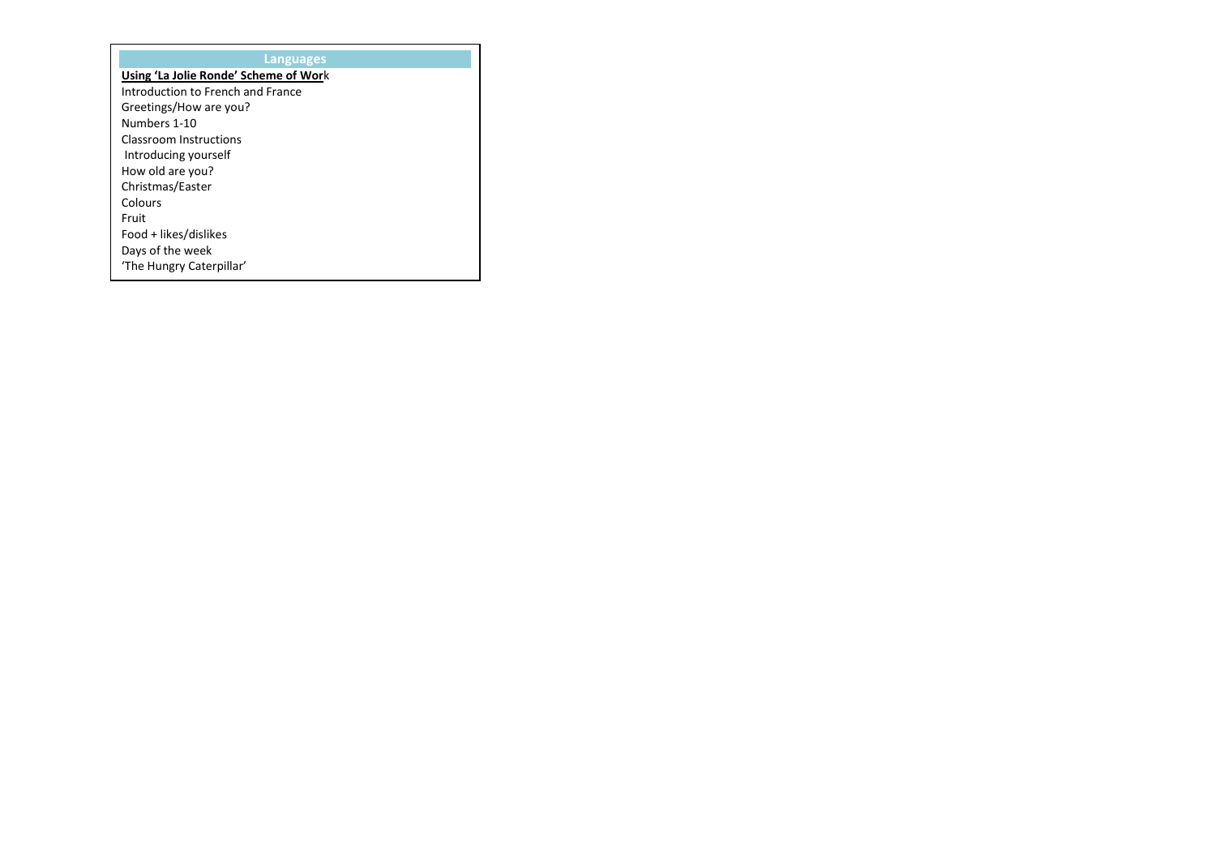## Languages

**Using 'La Jolie Ronde' Scheme of Work**

Introduction to French and France
Greetings/How are you?
Numbers 1-10
Classroom Instructions
Introducing yourself
How old are you?
Christmas/Easter
Colours
Fruit
Food + likes/dislikes
Days of the week
'The Hungry Caterpillar'